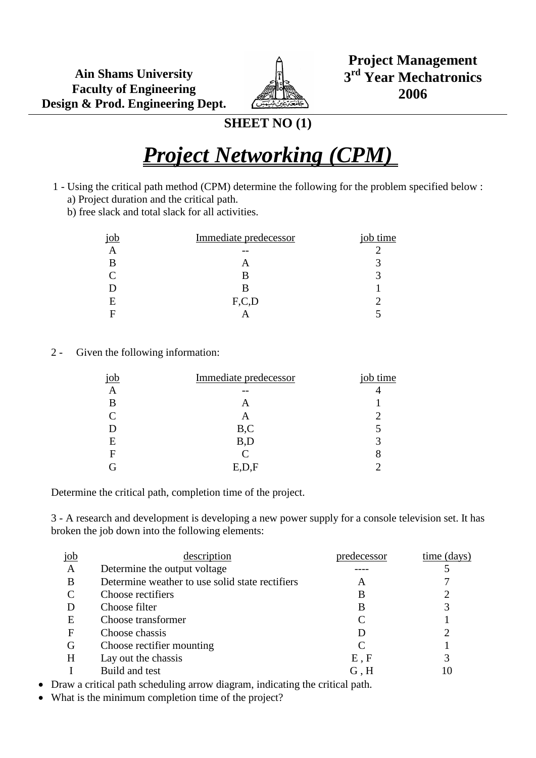**Ain Shams University**
**Faculty of Engineering**
**Design & Prod. Engineering Dept.**

**Project Management**
**3rd Year Mechatronics**
**2006**

## SHEET NO (1)

# *Project Networking (CPM)*

1 - Using the critical path method (CPM) determine the following for the problem specified below :

a) Project duration and the critical path.

b) free slack and total slack for all activities.

| job | Immediate predecessor | job time |
|---|---|---|
| A | -- | 2 |
| B | A | 3 |
| C | B | 3 |
| D | B | 1 |
| E | F,C,D | 2 |
| F | A | 5 |

2 - Given the following information:

| job | Immediate predecessor | job time |
|---|---|---|
| A | -- | 4 |
| B | A | 1 |
| C | A | 2 |
| D | B,C | 5 |
| E | B,D | 3 |
| F | C | 8 |
| G | E,D,F | 2 |

Determine the critical path, completion time of the project.

3 - A research and development is developing a new power supply for a console television set. It has broken the job down into the following elements:

| job | description | predecessor | time (days) |
|---|---|---|---|
| A | Determine the output voltage | ---- | 5 |
| B | Determine weather to use solid state rectifiers | A | 7 |
| C | Choose rectifiers | B | 2 |
| D | Choose filter | B | 3 |
| E | Choose transformer | C | 1 |
| F | Choose chassis | D | 2 |
| G | Choose rectifier mounting | C | 1 |
| H | Lay out the chassis | E , F | 3 |
| I | Build and test | G , H | 10 |

- Draw a critical path scheduling arrow diagram, indicating the critical path.
- What is the minimum completion time of the project?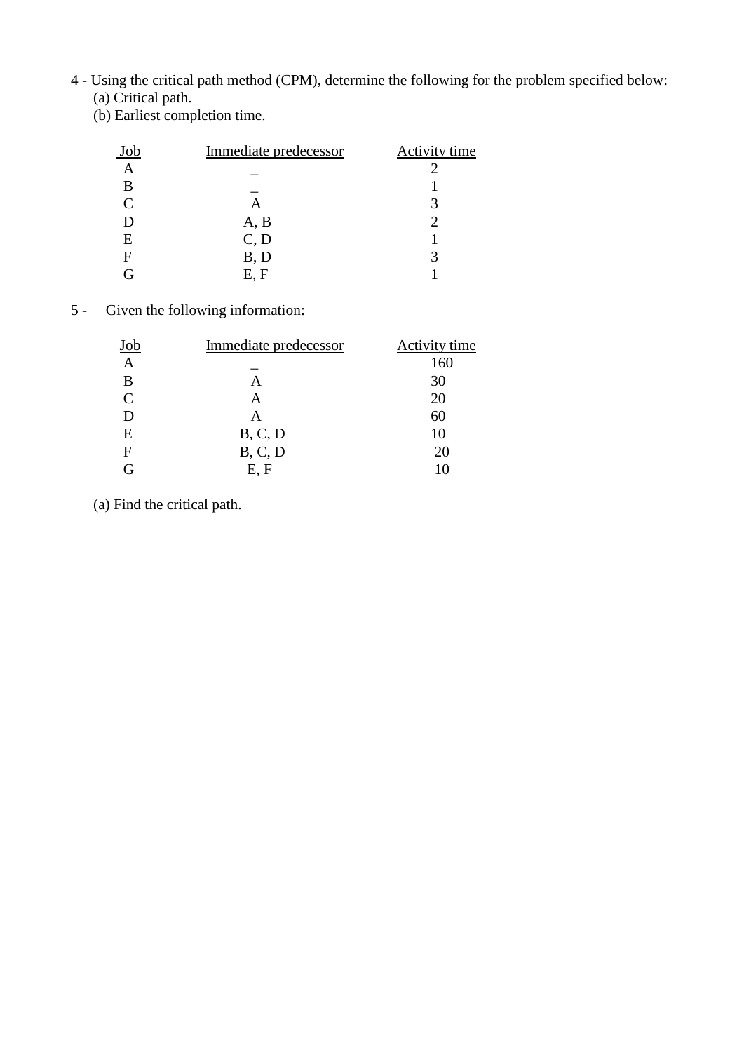4 - Using the critical path method (CPM), determine the following for the problem specified below:

(a) Critical path.

(b) Earliest completion time.

| Job | Immediate predecessor | Activity time |
| --- | --- | --- |
| A | _ | 2 |
| B | _ | 1 |
| C | A | 3 |
| D | A, B | 2 |
| E | C, D | 1 |
| F | B, D | 3 |
| G | E, F | 1 |

5 - Given the following information:

| Job | Immediate predecessor | Activity time |
| --- | --- | --- |
| A | _ | 160 |
| B | A | 30 |
| C | A | 20 |
| D | A | 60 |
| E | B, C, D | 10 |
| F | B, C, D | 20 |
| G | E, F | 10 |

(a) Find the critical path.